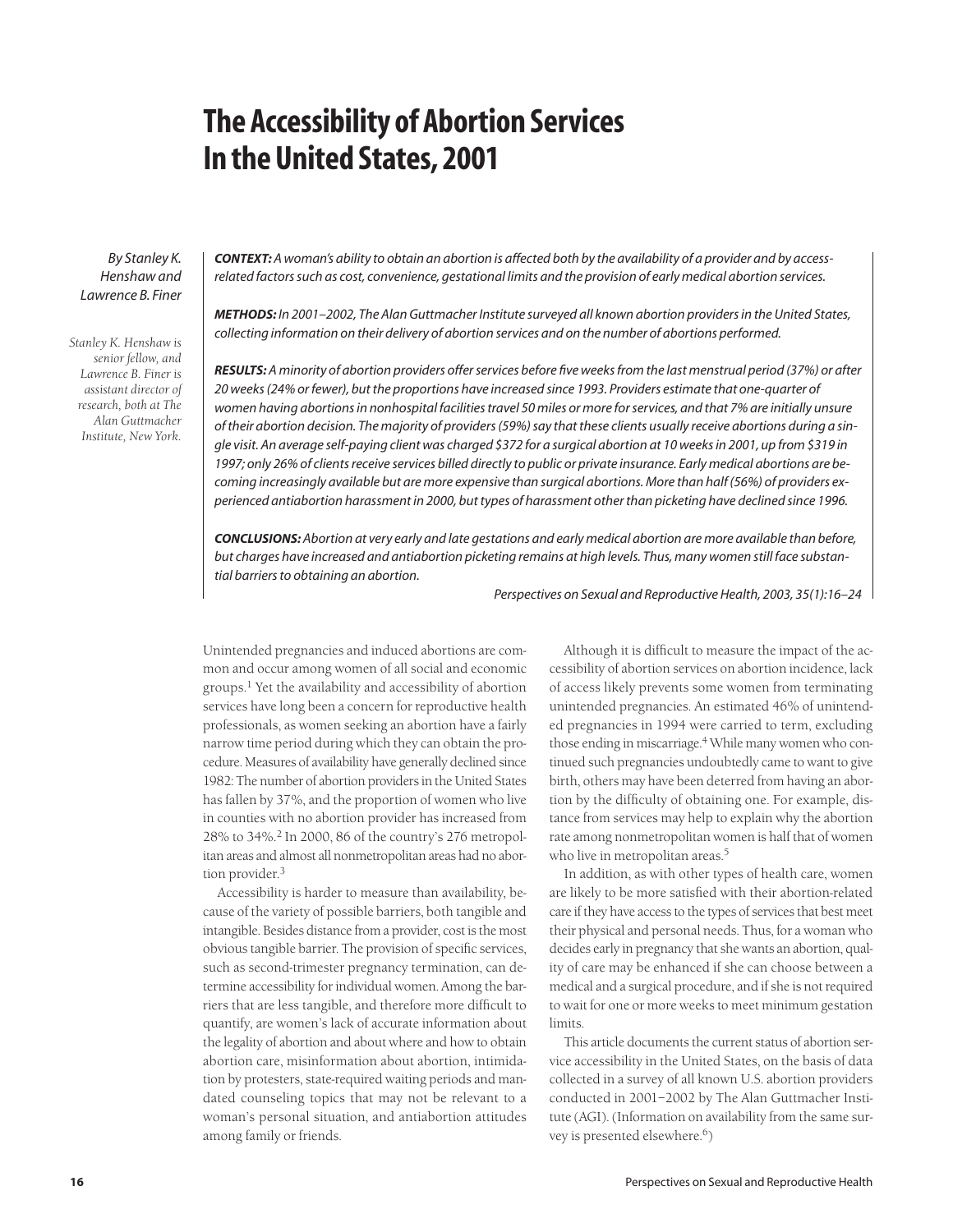# The Accessibility of Abortion Services In the United States, 2001

*By Stanley K. Henshaw and Lawrence B. Finer*

*Stanley K. Henshaw is senior fellow, and Lawrence B. Finer is assistant director of research, both at The Alan Guttmacher Institute, New York.*

***CONTEXT:*** *A woman's ability to obtain an abortion is affected both by the availability of a provider and by access-related factors such as cost, convenience, gestational limits and the provision of early medical abortion services.*

***METHODS:*** *In 2001–2002, The Alan Guttmacher Institute surveyed all known abortion providers in the United States, collecting information on their delivery of abortion services and on the number of abortions performed.*

***RESULTS:*** *A minority of abortion providers offer services before five weeks from the last menstrual period (37%) or after 20 weeks (24% or fewer), but the proportions have increased since 1993. Providers estimate that one-quarter of women having abortions in nonhospital facilities travel 50 miles or more for services, and that 7% are initially unsure of their abortion decision. The majority of providers (59%) say that these clients usually receive abortions during a single visit. An average self-paying client was charged $372 for a surgical abortion at 10 weeks in 2001, up from $319 in 1997; only 26% of clients receive services billed directly to public or private insurance. Early medical abortions are becoming increasingly available but are more expensive than surgical abortions. More than half (56%) of providers experienced antiabortion harassment in 2000, but types of harassment other than picketing have declined since 1996.*

***CONCLUSIONS:*** *Abortion at very early and late gestations and early medical abortion are more available than before, but charges have increased and antiabortion picketing remains at high levels. Thus, many women still face substantial barriers to obtaining an abortion.*

*Perspectives on Sexual and Reproductive Health, 2003, 35(1):16–24*

Unintended pregnancies and induced abortions are common and occur among women of all social and economic groups.[1] Yet the availability and accessibility of abortion services have long been a concern for reproductive health professionals, as women seeking an abortion have a fairly narrow time period during which they can obtain the procedure. Measures of availability have generally declined since 1982: The number of abortion providers in the United States has fallen by 37%, and the proportion of women who live in counties with no abortion provider has increased from 28% to 34%.[2] In 2000, 86 of the country's 276 metropolitan areas and almost all nonmetropolitan areas had no abortion provider.[3]

Accessibility is harder to measure than availability, because of the variety of possible barriers, both tangible and intangible. Besides distance from a provider, cost is the most obvious tangible barrier. The provision of specific services, such as second-trimester pregnancy termination, can determine accessibility for individual women. Among the barriers that are less tangible, and therefore more difficult to quantify, are women's lack of accurate information about the legality of abortion and about where and how to obtain abortion care, misinformation about abortion, intimidation by protesters, state-required waiting periods and mandated counseling topics that may not be relevant to a woman's personal situation, and antiabortion attitudes among family or friends.

Although it is difficult to measure the impact of the accessibility of abortion services on abortion incidence, lack of access likely prevents some women from terminating unintended pregnancies. An estimated 46% of unintended pregnancies in 1994 were carried to term, excluding those ending in miscarriage.[4] While many women who continued such pregnancies undoubtedly came to want to give birth, others may have been deterred from having an abortion by the difficulty of obtaining one. For example, distance from services may help to explain why the abortion rate among nonmetropolitan women is half that of women who live in metropolitan areas.[5]

In addition, as with other types of health care, women are likely to be more satisfied with their abortion-related care if they have access to the types of services that best meet their physical and personal needs. Thus, for a woman who decides early in pregnancy that she wants an abortion, quality of care may be enhanced if she can choose between a medical and a surgical procedure, and if she is not required to wait for one or more weeks to meet minimum gestation limits.

This article documents the current status of abortion service accessibility in the United States, on the basis of data collected in a survey of all known U.S. abortion providers conducted in 2001–2002 by The Alan Guttmacher Institute (AGI). (Information on availability from the same survey is presented elsewhere.[6])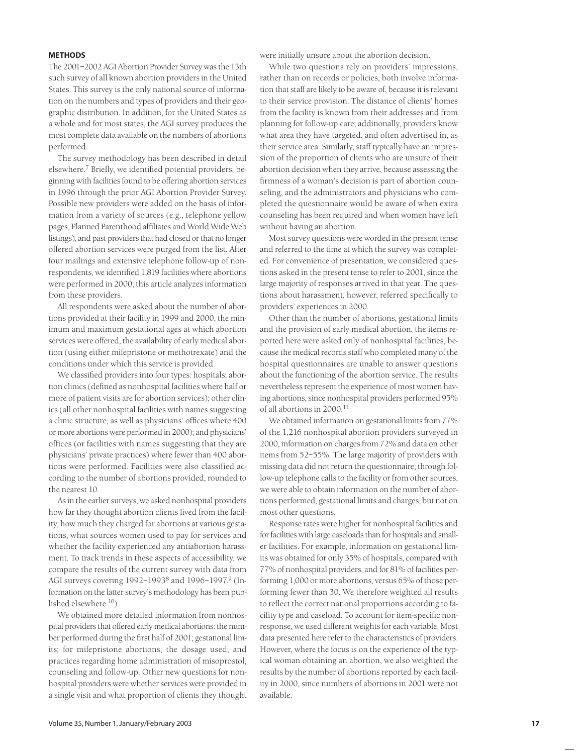## METHODS

The 2001–2002 AGI Abortion Provider Survey was the 13th such survey of all known abortion providers in the United States. This survey is the only national source of information on the numbers and types of providers and their geographic distribution. In addition, for the United States as a whole and for most states, the AGI survey produces the most complete data available on the numbers of abortions performed.

The survey methodology has been described in detail elsewhere.[7] Briefly, we identified potential providers, beginning with facilities found to be offering abortion services in 1996 through the prior AGI Abortion Provider Survey. Possible new providers were added on the basis of information from a variety of sources (e.g., telephone yellow pages, Planned Parenthood affiliates and World Wide Web listings), and past providers that had closed or that no longer offered abortion services were purged from the list. After four mailings and extensive telephone follow-up of nonrespondents, we identified 1,819 facilities where abortions were performed in 2000; this article analyzes information from these providers.

All respondents were asked about the number of abortions provided at their facility in 1999 and 2000, the minimum and maximum gestational ages at which abortion services were offered, the availability of early medical abortion (using either mifepristone or methotrexate) and the conditions under which this service is provided.

We classified providers into four types: hospitals; abortion clinics (defined as nonhospital facilities where half or more of patient visits are for abortion services); other clinics (all other nonhospital facilities with names suggesting a clinic structure, as well as physicians' offices where 400 or more abortions were performed in 2000); and physicians' offices (or facilities with names suggesting that they are physicians' private practices) where fewer than 400 abortions were performed. Facilities were also classified according to the number of abortions provided, rounded to the nearest 10.

As in the earlier surveys, we asked nonhospital providers how far they thought abortion clients lived from the facility, how much they charged for abortions at various gestations, what sources women used to pay for services and whether the facility experienced any antiabortion harassment. To track trends in these aspects of accessibility, we compare the results of the current survey with data from AGI surveys covering 1992–1993[8] and 1996–1997.[9] (Information on the latter survey's methodology has been published elsewhere.[10])

We obtained more detailed information from nonhospital providers that offered early medical abortions: the number performed during the first half of 2001; gestational limits; for mifepristone abortions, the dosage used; and practices regarding home administration of misoprostol, counseling and follow-up. Other new questions for nonhospital providers were whether services were provided in a single visit and what proportion of clients they thought were initially unsure about the abortion decision.

While two questions rely on providers' impressions, rather than on records or policies, both involve information that staff are likely to be aware of, because it is relevant to their service provision. The distance of clients' homes from the facility is known from their addresses and from planning for follow-up care; additionally, providers know what area they have targeted, and often advertised in, as their service area. Similarly, staff typically have an impression of the proportion of clients who are unsure of their abortion decision when they arrive, because assessing the firmness of a woman's decision is part of abortion counseling, and the administrators and physicians who completed the questionnaire would be aware of when extra counseling has been required and when women have left without having an abortion.

Most survey questions were worded in the present tense and referred to the time at which the survey was completed. For convenience of presentation, we considered questions asked in the present tense to refer to 2001, since the large majority of responses arrived in that year. The questions about harassment, however, referred specifically to providers' experiences in 2000.

Other than the number of abortions, gestational limits and the provision of early medical abortion, the items reported here were asked only of nonhospital facilities, because the medical records staff who completed many of the hospital questionnaires are unable to answer questions about the functioning of the abortion service. The results nevertheless represent the experience of most women having abortions, since nonhospital providers performed 95% of all abortions in 2000.[11]

We obtained information on gestational limits from 77% of the 1,216 nonhospital abortion providers surveyed in 2000, information on charges from 72% and data on other items from 52–55%. The large majority of providers with missing data did not return the questionnaire; through follow-up telephone calls to the facility or from other sources, we were able to obtain information on the number of abortions performed, gestational limits and charges, but not on most other questions.

Response rates were higher for nonhospital facilities and for facilities with large caseloads than for hospitals and smaller facilities. For example, information on gestational limits was obtained for only 35% of hospitals, compared with 77% of nonhospital providers, and for 81% of facilities performing 1,000 or more abortions, versus 65% of those performing fewer than 30. We therefore weighted all results to reflect the correct national proportions according to facility type and caseload. To account for item-specific nonresponse, we used different weights for each variable. Most data presented here refer to the characteristics of providers. However, where the focus is on the experience of the typical woman obtaining an abortion, we also weighted the results by the number of abortions reported by each facility in 2000, since numbers of abortions in 2001 were not available.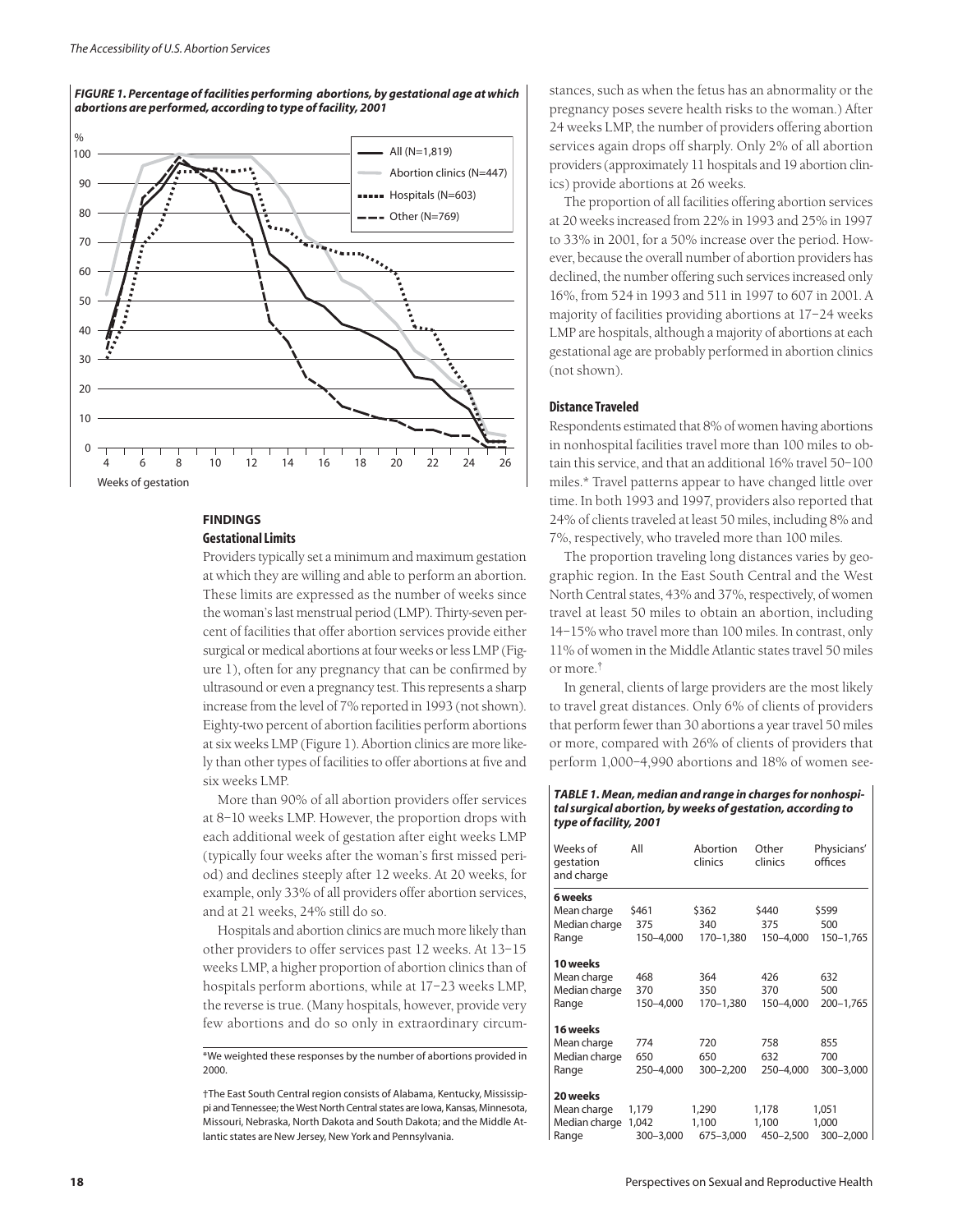***FIGURE 1. Percentage of facilities performing abortions, by gestational age at which abortions are performed, according to type of facility, 2001***

## FINDINGS

### Gestational Limits

Providers typically set a minimum and maximum gestation at which they are willing and able to perform an abortion. These limits are expressed as the number of weeks since the woman's last menstrual period (LMP). Thirty-seven percent of facilities that offer abortion services provide either surgical or medical abortions at four weeks or less LMP (Figure 1), often for any pregnancy that can be confirmed by ultrasound or even a pregnancy test. This represents a sharp increase from the level of 7% reported in 1993 (not shown). Eighty-two percent of abortion facilities perform abortions at six weeks LMP (Figure 1). Abortion clinics are more likely than other types of facilities to offer abortions at five and six weeks LMP.

More than 90% of all abortion providers offer services at 8–10 weeks LMP. However, the proportion drops with each additional week of gestation after eight weeks LMP (typically four weeks after the woman's first missed period) and declines steeply after 12 weeks. At 20 weeks, for example, only 33% of all providers offer abortion services, and at 21 weeks, 24% still do so.

Hospitals and abortion clinics are much more likely than other providers to offer services past 12 weeks. At 13–15 weeks LMP, a higher proportion of abortion clinics than of hospitals perform abortions, while at 17–23 weeks LMP, the reverse is true. (Many hospitals, however, provide very few abortions and do so only in extraordinary circumstances, such as when the fetus has an abnormality or the pregnancy poses severe health risks to the woman.) After 24 weeks LMP, the number of providers offering abortion services again drops off sharply. Only 2% of all abortion providers (approximately 11 hospitals and 19 abortion clinics) provide abortions at 26 weeks.

The proportion of all facilities offering abortion services at 20 weeks increased from 22% in 1993 and 25% in 1997 to 33% in 2001, for a 50% increase over the period. However, because the overall number of abortion providers has declined, the number offering such services increased only 16%, from 524 in 1993 and 511 in 1997 to 607 in 2001. A majority of facilities providing abortions at 17–24 weeks LMP are hospitals, although a majority of abortions at each gestational age are probably performed in abortion clinics (not shown).

### Distance Traveled

Respondents estimated that 8% of women having abortions in nonhospital facilities travel more than 100 miles to obtain this service, and that an additional 16% travel 50–100 miles.* Travel patterns appear to have changed little over time. In both 1993 and 1997, providers also reported that 24% of clients traveled at least 50 miles, including 8% and 7%, respectively, who traveled more than 100 miles.

The proportion traveling long distances varies by geographic region. In the East South Central and the West North Central states, 43% and 37%, respectively, of women travel at least 50 miles to obtain an abortion, including 14–15% who travel more than 100 miles. In contrast, only 11% of women in the Middle Atlantic states travel 50 miles or more.†

In general, clients of large providers are the most likely to travel great distances. Only 6% of clients of providers that perform fewer than 30 abortions a year travel 50 miles or more, compared with 26% of clients of providers that perform 1,000–4,990 abortions and 18% of women see-

***TABLE 1. Mean, median and range in charges for nonhospital surgical abortion, by weeks of gestation, according to type of facility, 2001***

| Weeks of gestation and charge | All | Abortion clinics | Other clinics | Physicians' offices |
|---|---|---|---|---|
| **6 weeks** | | | | |
| Mean charge | $461 | $362 | $440 | $599 |
| Median charge | 375 | 340 | 375 | 500 |
| Range | 150–4,000 | 170–1,380 | 150–4,000 | 150–1,765 |
| **10 weeks** | | | | |
| Mean charge | 468 | 364 | 426 | 632 |
| Median charge | 370 | 350 | 370 | 500 |
| Range | 150–4,000 | 170–1,380 | 150–4,000 | 200–1,765 |
| **16 weeks** | | | | |
| Mean charge | 774 | 720 | 758 | 855 |
| Median charge | 650 | 650 | 632 | 700 |
| Range | 250–4,000 | 300–2,200 | 250–4,000 | 300–3,000 |
| **20 weeks** | | | | |
| Mean charge | 1,179 | 1,290 | 1,178 | 1,051 |
| Median charge | 1,042 | 1,100 | 1,100 | 1,000 |
| Range | 300–3,000 | 675–3,000 | 450–2,500 | 300–2,000 |

*We weighted these responses by the number of abortions provided in 2000.

†The East South Central region consists of Alabama, Kentucky, Mississippi and Tennessee; the West North Central states are Iowa, Kansas, Minnesota, Missouri, Nebraska, North Dakota and South Dakota; and the Middle Atlantic states are New Jersey, New York and Pennsylvania.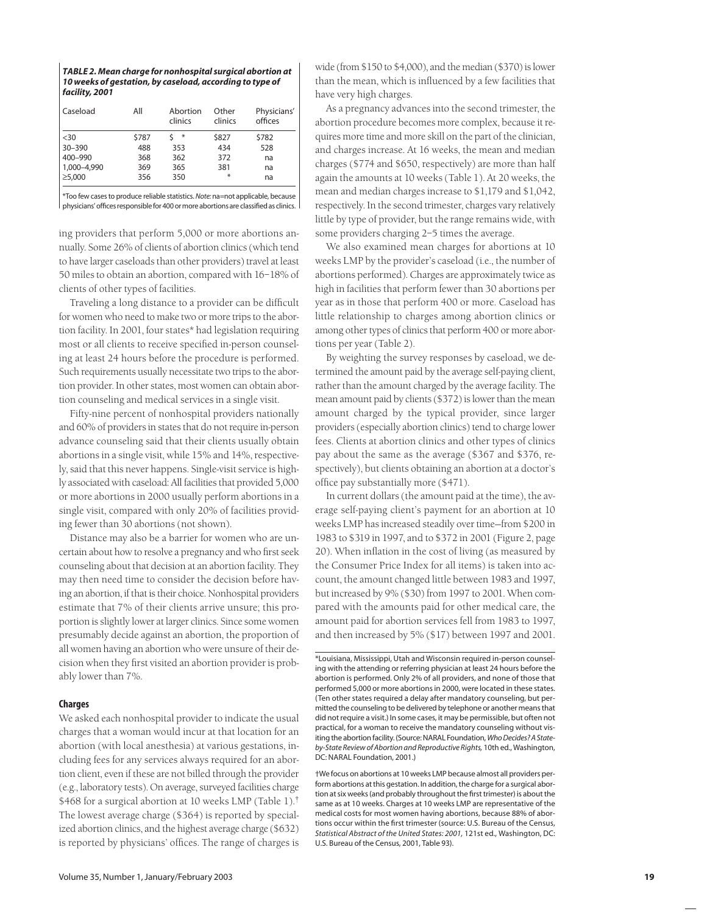***TABLE 2. Mean charge for nonhospital surgical abortion at 10 weeks of gestation, by caseload, according to type of facility, 2001***

| Caseload | All | Abortion clinics | Other clinics | Physicians' offices |
|---|---|---|---|---|
| <30 | $787 | $ * | $827 | $782 |
| 30–390 | 488 | 353 | 434 | 528 |
| 400–990 | 368 | 362 | 372 | na |
| 1,000–4,990 | 369 | 365 | 381 | na |
| ≥5,000 | 356 | 350 | * | na |

*Too few cases to produce reliable statistics. *Note:* na=not applicable, because physicians' offices responsible for 400 or more abortions are classified as clinics.

ing providers that perform 5,000 or more abortions annually. Some 26% of clients of abortion clinics (which tend to have larger caseloads than other providers) travel at least 50 miles to obtain an abortion, compared with 16–18% of clients of other types of facilities.

Traveling a long distance to a provider can be difficult for women who need to make two or more trips to the abortion facility. In 2001, four states* had legislation requiring most or all clients to receive specified in-person counseling at least 24 hours before the procedure is performed. Such requirements usually necessitate two trips to the abortion provider. In other states, most women can obtain abortion counseling and medical services in a single visit.

Fifty-nine percent of nonhospital providers nationally and 60% of providers in states that do not require in-person advance counseling said that their clients usually obtain abortions in a single visit, while 15% and 14%, respectively, said that this never happens. Single-visit service is highly associated with caseload: All facilities that provided 5,000 or more abortions in 2000 usually perform abortions in a single visit, compared with only 20% of facilities providing fewer than 30 abortions (not shown).

Distance may also be a barrier for women who are uncertain about how to resolve a pregnancy and who first seek counseling about that decision at an abortion facility. They may then need time to consider the decision before having an abortion, if that is their choice. Nonhospital providers estimate that 7% of their clients arrive unsure; this proportion is slightly lower at larger clinics. Since some women presumably decide against an abortion, the proportion of all women having an abortion who were unsure of their decision when they first visited an abortion provider is probably lower than 7%.

## Charges

We asked each nonhospital provider to indicate the usual charges that a woman would incur at that location for an abortion (with local anesthesia) at various gestations, including fees for any services always required for an abortion client, even if these are not billed through the provider (e.g., laboratory tests). On average, surveyed facilities charge $468 for a surgical abortion at 10 weeks LMP (Table 1).† The lowest average charge ($364) is reported by specialized abortion clinics, and the highest average charge ($632) is reported by physicians' offices. The range of charges is wide (from $150 to $4,000), and the median ($370) is lower than the mean, which is influenced by a few facilities that have very high charges.

As a pregnancy advances into the second trimester, the abortion procedure becomes more complex, because it requires more time and more skill on the part of the clinician, and charges increase. At 16 weeks, the mean and median charges ($774 and $650, respectively) are more than half again the amounts at 10 weeks (Table 1). At 20 weeks, the mean and median charges increase to $1,179 and $1,042, respectively. In the second trimester, charges vary relatively little by type of provider, but the range remains wide, with some providers charging 2–5 times the average.

We also examined mean charges for abortions at 10 weeks LMP by the provider's caseload (i.e., the number of abortions performed). Charges are approximately twice as high in facilities that perform fewer than 30 abortions per year as in those that perform 400 or more. Caseload has little relationship to charges among abortion clinics or among other types of clinics that perform 400 or more abortions per year (Table 2).

By weighting the survey responses by caseload, we determined the amount paid by the average self-paying client, rather than the amount charged by the average facility. The mean amount paid by clients ($372) is lower than the mean amount charged by the typical provider, since larger providers (especially abortion clinics) tend to charge lower fees. Clients at abortion clinics and other types of clinics pay about the same as the average ($367 and $376, respectively), but clients obtaining an abortion at a doctor's office pay substantially more ($471).

In current dollars (the amount paid at the time), the average self-paying client's payment for an abortion at 10 weeks LMP has increased steadily over time—from $200 in 1983 to $319 in 1997, and to $372 in 2001 (Figure 2, page 20). When inflation in the cost of living (as measured by the Consumer Price Index for all items) is taken into account, the amount changed little between 1983 and 1997, but increased by 9% ($30) from 1997 to 2001. When compared with the amounts paid for other medical care, the amount paid for abortion services fell from 1983 to 1997, and then increased by 5% ($17) between 1997 and 2001.

*Louisiana, Mississippi, Utah and Wisconsin required in-person counseling with the attending or referring physician at least 24 hours before the abortion is performed. Only 2% of all providers, and none of those that performed 5,000 or more abortions in 2000, were located in these states. (Ten other states required a delay after mandatory counseling, but permitted the counseling to be delivered by telephone or another means that did not require a visit.) In some cases, it may be permissible, but often not practical, for a woman to receive the mandatory counseling without visiting the abortion facility. (Source: NARAL Foundation, *Who Decides? A State-by-State Review of Abortion and Reproductive Rights,* 10th ed., Washington, DC: NARAL Foundation, 2001.)

†We focus on abortions at 10 weeks LMP because almost all providers perform abortions at this gestation. In addition, the charge for a surgical abortion at six weeks (and probably throughout the first trimester) is about the same as at 10 weeks. Charges at 10 weeks LMP are representative of the medical costs for most women having abortions, because 88% of abortions occur within the first trimester (source: U.S. Bureau of the Census, *Statistical Abstract of the United States: 2001,* 121st ed., Washington, DC: U.S. Bureau of the Census, 2001, Table 93).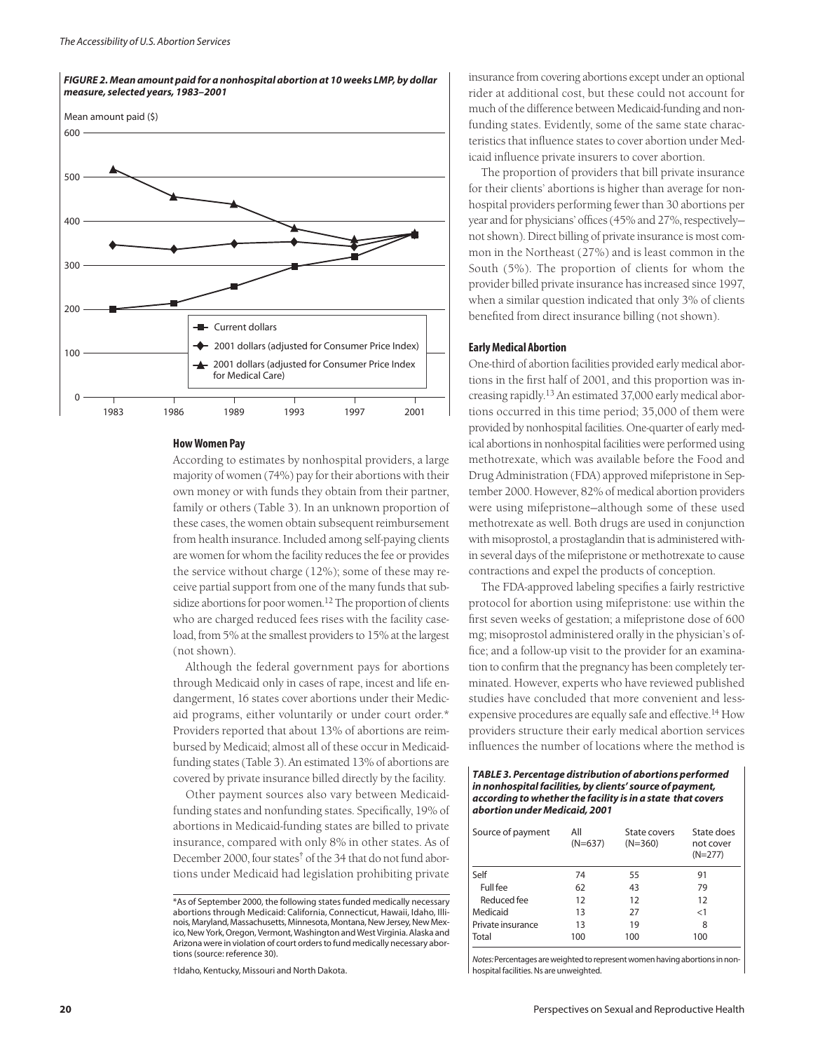***FIGURE 2. Mean amount paid for a nonhospital abortion at 10 weeks LMP, by dollar measure, selected years, 1983–2001***

### How Women Pay

According to estimates by nonhospital providers, a large majority of women (74%) pay for their abortions with their own money or with funds they obtain from their partner, family or others (Table 3). In an unknown proportion of these cases, the women obtain subsequent reimbursement from health insurance. Included among self-paying clients are women for whom the facility reduces the fee or provides the service without charge (12%); some of these may receive partial support from one of the many funds that subsidize abortions for poor women.[12] The proportion of clients who are charged reduced fees rises with the facility caseload, from 5% at the smallest providers to 15% at the largest (not shown).

Although the federal government pays for abortions through Medicaid only in cases of rape, incest and life endangerment, 16 states cover abortions under their Medicaid programs, either voluntarily or under court order.* Providers reported that about 13% of abortions are reimbursed by Medicaid; almost all of these occur in Medicaid-funding states (Table 3). An estimated 13% of abortions are covered by private insurance billed directly by the facility.

Other payment sources also vary between Medicaid-funding states and nonfunding states. Specifically, 19% of abortions in Medicaid-funding states are billed to private insurance, compared with only 8% in other states. As of December 2000, four states† of the 34 that do not fund abortions under Medicaid had legislation prohibiting private insurance from covering abortions except under an optional rider at additional cost, but these could not account for much of the difference between Medicaid-funding and nonfunding states. Evidently, some of the same state characteristics that influence states to cover abortion under Medicaid influence private insurers to cover abortion.

The proportion of providers that bill private insurance for their clients' abortions is higher than average for nonhospital providers performing fewer than 30 abortions per year and for physicians' offices (45% and 27%, respectively—not shown). Direct billing of private insurance is most common in the Northeast (27%) and is least common in the South (5%). The proportion of clients for whom the provider billed private insurance has increased since 1997, when a similar question indicated that only 3% of clients benefited from direct insurance billing (not shown).

### Early Medical Abortion

One-third of abortion facilities provided early medical abortions in the first half of 2001, and this proportion was increasing rapidly.[13] An estimated 37,000 early medical abortions occurred in this time period; 35,000 of them were provided by nonhospital facilities. One-quarter of early medical abortions in nonhospital facilities were performed using methotrexate, which was available before the Food and Drug Administration (FDA) approved mifepristone in September 2000. However, 82% of medical abortion providers were using mifepristone—although some of these used methotrexate as well. Both drugs are used in conjunction with misoprostol, a prostaglandin that is administered within several days of the mifepristone or methotrexate to cause contractions and expel the products of conception.

The FDA-approved labeling specifies a fairly restrictive protocol for abortion using mifepristone: use within the first seven weeks of gestation; a mifepristone dose of 600 mg; misoprostol administered orally in the physician's office; and a follow-up visit to the provider for an examination to confirm that the pregnancy has been completely terminated. However, experts who have reviewed published studies have concluded that more convenient and less-expensive procedures are equally safe and effective.[14] How providers structure their early medical abortion services influences the number of locations where the method is

***TABLE 3. Percentage distribution of abortions performed in nonhospital facilities, by clients' source of payment, according to whether the facility is in a state that covers abortion under Medicaid, 2001***

| Source of payment | All (N=637) | State covers (N=360) | State does not cover (N=277) |
|---|---|---|---|
| Self | 74 | 55 | 91 |
| Full fee | 62 | 43 | 79 |
| Reduced fee | 12 | 12 | 12 |
| Medicaid | 13 | 27 | <1 |
| Private insurance | 13 | 19 | 8 |
| Total | 100 | 100 | 100 |

*Notes:* Percentages are weighted to represent women having abortions in nonhospital facilities. Ns are unweighted.

*As of September 2000, the following states funded medically necessary abortions through Medicaid: California, Connecticut, Hawaii, Idaho, Illinois, Maryland, Massachusetts, Minnesota, Montana, New Jersey, New Mexico, New York, Oregon, Vermont, Washington and West Virginia. Alaska and Arizona were in violation of court orders to fund medically necessary abortions (source: reference 30).

†Idaho, Kentucky, Missouri and North Dakota.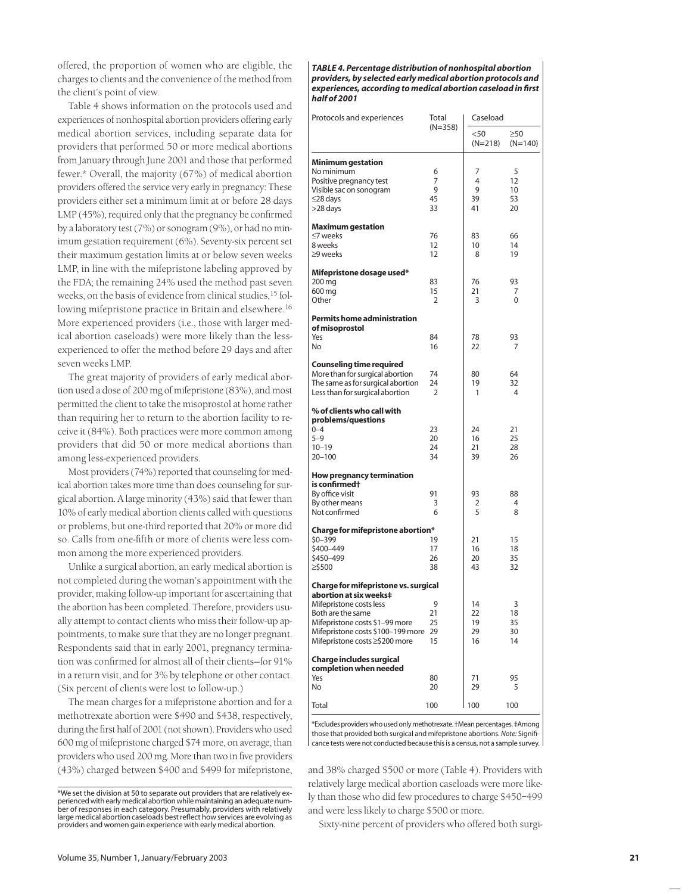offered, the proportion of women who are eligible, the charges to clients and the convenience of the method from the client's point of view.

Table 4 shows information on the protocols used and experiences of nonhospital abortion providers offering early medical abortion services, including separate data for providers that performed 50 or more medical abortions from January through June 2001 and those that performed fewer.* Overall, the majority (67%) of medical abortion providers offered the service very early in pregnancy: These providers either set a minimum limit at or before 28 days LMP (45%), required only that the pregnancy be confirmed by a laboratory test (7%) or sonogram (9%), or had no minimum gestation requirement (6%). Seventy-six percent set their maximum gestation limits at or below seven weeks LMP, in line with the mifepristone labeling approved by the FDA; the remaining 24% used the method past seven weeks, on the basis of evidence from clinical studies,[15] following mifepristone practice in Britain and elsewhere.[16] More experienced providers (i.e., those with larger medical abortion caseloads) were more likely than the less-experienced to offer the method before 29 days and after seven weeks LMP.

The great majority of providers of early medical abortion used a dose of 200 mg of mifepristone (83%), and most permitted the client to take the misoprostol at home rather than requiring her to return to the abortion facility to receive it (84%). Both practices were more common among providers that did 50 or more medical abortions than among less-experienced providers.

Most providers (74%) reported that counseling for medical abortion takes more time than does counseling for surgical abortion. A large minority (43%) said that fewer than 10% of early medical abortion clients called with questions or problems, but one-third reported that 20% or more did so. Calls from one-fifth or more of clients were less common among the more experienced providers.

Unlike a surgical abortion, an early medical abortion is not completed during the woman's appointment with the provider, making follow-up important for ascertaining that the abortion has been completed. Therefore, providers usually attempt to contact clients who miss their follow-up appointments, to make sure that they are no longer pregnant. Respondents said that in early 2001, pregnancy termination was confirmed for almost all of their clients—for 91% in a return visit, and for 3% by telephone or other contact. (Six percent of clients were lost to follow-up.)

The mean charges for a mifepristone abortion and for a methotrexate abortion were $490 and $438, respectively, during the first half of 2001 (not shown). Providers who used 600 mg of mifepristone charged $74 more, on average, than providers who used 200 mg. More than two in five providers (43%) charged between $400 and $499 for mifepristone, and 38% charged $500 or more (Table 4). Providers with relatively large medical abortion caseloads were more likely than those who did few procedures to charge $450–499 and were less likely to charge $500 or more.

Sixty-nine percent of providers who offered both surgi-

*We set the division at 50 to separate out providers that are relatively experienced with early medical abortion while maintaining an adequate number of responses in each category. Presumably, providers with relatively large medical abortion caseloads best reflect how services are evolving as providers and women gain experience with early medical abortion.

***TABLE 4. Percentage distribution of nonhospital abortion providers, by selected early medical abortion protocols and experiences, according to medical abortion caseload in first half of 2001***

| Protocols and experiences | Total (N=358) | Caseload | |
|---|---|---|---|
| | | <50 (N=218) | ≥50 (N=140) |
| **Minimum gestation** | | | |
| No minimum | 6 | 7 | 5 |
| Positive pregnancy test | 7 | 4 | 12 |
| Visible sac on sonogram | 9 | 9 | 10 |
| ≤28 days | 45 | 39 | 53 |
| >28 days | 33 | 41 | 20 |
| **Maximum gestation** | | | |
| ≤7 weeks | 76 | 83 | 66 |
| 8 weeks | 12 | 10 | 14 |
| ≥9 weeks | 12 | 8 | 19 |
| **Mifepristone dosage used*** | | | |
| 200 mg | 83 | 76 | 93 |
| 600 mg | 15 | 21 | 7 |
| Other | 2 | 3 | 0 |
| **Permits home administration of misoprostol** | | | |
| Yes | 84 | 78 | 93 |
| No | 16 | 22 | 7 |
| **Counseling time required** | | | |
| More than for surgical abortion | 74 | 80 | 64 |
| The same as for surgical abortion | 24 | 19 | 32 |
| Less than for surgical abortion | 2 | 1 | 4 |
| **% of clients who call with problems/questions** | | | |
| 0–4 | 23 | 24 | 21 |
| 5–9 | 20 | 16 | 25 |
| 10–19 | 24 | 21 | 28 |
| 20–100 | 34 | 39 | 26 |
| **How pregnancy termination is confirmed†** | | | |
| By office visit | 91 | 93 | 88 |
| By other means | 3 | 2 | 4 |
| Not confirmed | 6 | 5 | 8 |
| **Charge for mifepristone abortion*** | | | |
| $0–399 | 19 | 21 | 15 |
| $400–449 | 17 | 16 | 18 |
| $450–499 | 26 | 20 | 35 |
| ≥$500 | 38 | 43 | 32 |
| **Charge for mifepristone vs. surgical abortion at six weeks‡** | | | |
| Mifepristone costs less | 9 | 14 | 3 |
| Both are the same | 21 | 22 | 18 |
| Mifepristone costs $1–99 more | 25 | 19 | 35 |
| Mifepristone costs $100–199 more | 29 | 29 | 30 |
| Mifepristone costs ≥$200 more | 15 | 16 | 14 |
| **Charge includes surgical completion when needed** | | | |
| Yes | 80 | 71 | 95 |
| No | 20 | 29 | 5 |
| Total | 100 | 100 | 100 |

*Excludes providers who used only methotrexate. †Mean percentages. ‡Among those that provided both surgical and mifepristone abortions. *Note:* Significance tests were not conducted because this is a census, not a sample survey.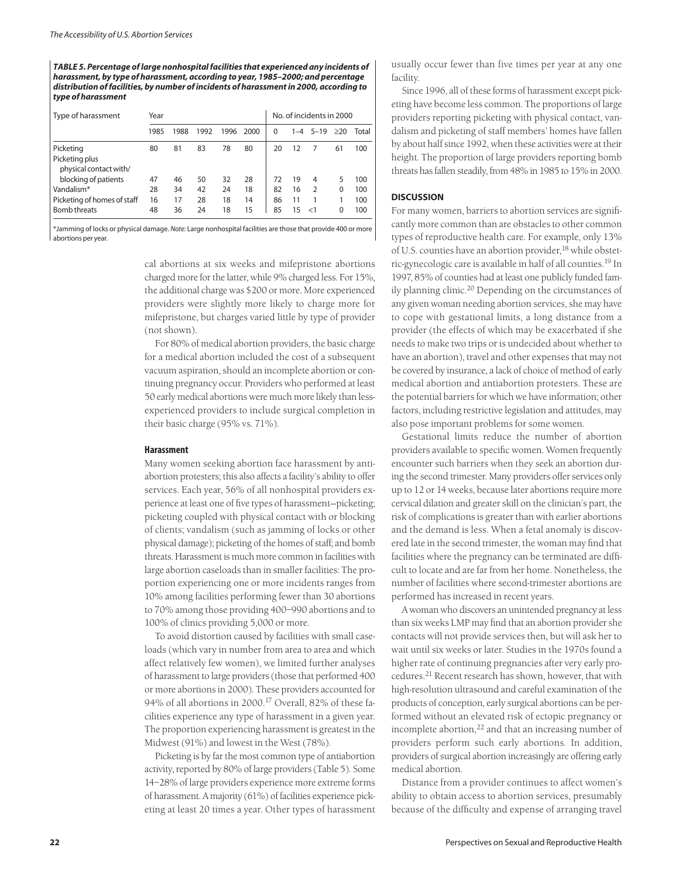***TABLE 5. Percentage of large nonhospital facilities that experienced any incidents of harassment, by type of harassment, according to year, 1985–2000; and percentage distribution of facilities, by number of incidents of harassment in 2000, according to type of harassment***

| Type of harassment | Year | | | | | No. of incidents in 2000 | | | | |
|---|---|---|---|---|---|---|---|---|---|---|
| | 1985 | 1988 | 1992 | 1996 | 2000 | 0 | 1–4 | 5–19 | ≥20 | Total |
| Picketing | 80 | 81 | 83 | 78 | 80 | 20 | 12 | 7 | 61 | 100 |
| Picketing plus physical contact with/ blocking of patients | 47 | 46 | 50 | 32 | 28 | 72 | 19 | 4 | 5 | 100 |
| Vandalism* | 28 | 34 | 42 | 24 | 18 | 82 | 16 | 2 | 0 | 100 |
| Picketing of homes of staff | 16 | 17 | 28 | 18 | 14 | 86 | 11 | 1 | 1 | 100 |
| Bomb threats | 48 | 36 | 24 | 18 | 15 | 85 | 15 | <1 | 0 | 100 |

*Jamming of locks or physical damage. *Note:* Large nonhospital facilities are those that provide 400 or more abortions per year.

cal abortions at six weeks and mifepristone abortions charged more for the latter, while 9% charged less. For 15%, the additional charge was $200 or more. More experienced providers were slightly more likely to charge more for mifepristone, but charges varied little by type of provider (not shown).

For 80% of medical abortion providers, the basic charge for a medical abortion included the cost of a subsequent vacuum aspiration, should an incomplete abortion or continuing pregnancy occur. Providers who performed at least 50 early medical abortions were much more likely than less-experienced providers to include surgical completion in their basic charge (95% vs. 71%).

### Harassment

Many women seeking abortion face harassment by antiabortion protesters; this also affects a facility's ability to offer services. Each year, 56% of all nonhospital providers experience at least one of five types of harassment—picketing; picketing coupled with physical contact with or blocking of clients; vandalism (such as jamming of locks or other physical damage); picketing of the homes of staff; and bomb threats. Harassment is much more common in facilities with large abortion caseloads than in smaller facilities: The proportion experiencing one or more incidents ranges from 10% among facilities performing fewer than 30 abortions to 70% among those providing 400–990 abortions and to 100% of clinics providing 5,000 or more.

To avoid distortion caused by facilities with small caseloads (which vary in number from area to area and which affect relatively few women), we limited further analyses of harassment to large providers (those that performed 400 or more abortions in 2000). These providers accounted for 94% of all abortions in 2000.[17] Overall, 82% of these facilities experience any type of harassment in a given year. The proportion experiencing harassment is greatest in the Midwest (91%) and lowest in the West (78%).

Picketing is by far the most common type of antiabortion activity, reported by 80% of large providers (Table 5). Some 14–28% of large providers experience more extreme forms of harassment. A majority (61%) of facilities experience picketing at least 20 times a year. Other types of harassment usually occur fewer than five times per year at any one facility.

Since 1996, all of these forms of harassment except picketing have become less common. The proportions of large providers reporting picketing with physical contact, vandalism and picketing of staff members' homes have fallen by about half since 1992, when these activities were at their height. The proportion of large providers reporting bomb threats has fallen steadily, from 48% in 1985 to 15% in 2000.

## DISCUSSION

For many women, barriers to abortion services are significantly more common than are obstacles to other common types of reproductive health care. For example, only 13% of U.S. counties have an abortion provider,[18] while obstetric-gynecologic care is available in half of all counties.[19] In 1997, 85% of counties had at least one publicly funded family planning clinic.[20] Depending on the circumstances of any given woman needing abortion services, she may have to cope with gestational limits, a long distance from a provider (the effects of which may be exacerbated if she needs to make two trips or is undecided about whether to have an abortion), travel and other expenses that may not be covered by insurance, a lack of choice of method of early medical abortion and antiabortion protesters. These are the potential barriers for which we have information; other factors, including restrictive legislation and attitudes, may also pose important problems for some women.

Gestational limits reduce the number of abortion providers available to specific women. Women frequently encounter such barriers when they seek an abortion during the second trimester. Many providers offer services only up to 12 or 14 weeks, because later abortions require more cervical dilation and greater skill on the clinician's part, the risk of complications is greater than with earlier abortions and the demand is less. When a fetal anomaly is discovered late in the second trimester, the woman may find that facilities where the pregnancy can be terminated are difficult to locate and are far from her home. Nonetheless, the number of facilities where second-trimester abortions are performed has increased in recent years.

A woman who discovers an unintended pregnancy at less than six weeks LMP may find that an abortion provider she contacts will not provide services then, but will ask her to wait until six weeks or later. Studies in the 1970s found a higher rate of continuing pregnancies after very early procedures.[21] Recent research has shown, however, that with high-resolution ultrasound and careful examination of the products of conception, early surgical abortions can be performed without an elevated risk of ectopic pregnancy or incomplete abortion,[22] and that an increasing number of providers perform such early abortions. In addition, providers of surgical abortion increasingly are offering early medical abortion.

Distance from a provider continues to affect women's ability to obtain access to abortion services, presumably because of the difficulty and expense of arranging travel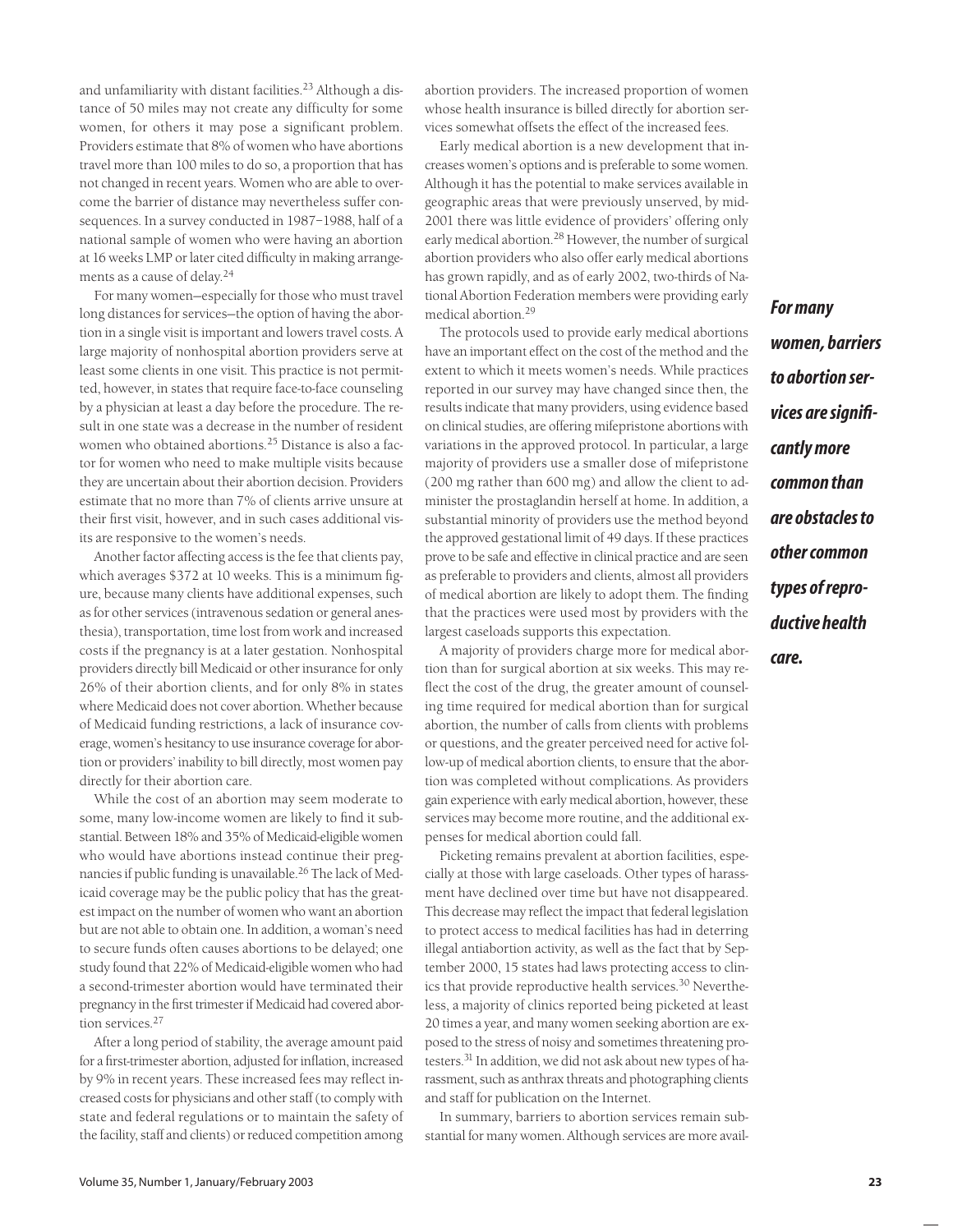and unfamiliarity with distant facilities.[23] Although a distance of 50 miles may not create any difficulty for some women, for others it may pose a significant problem. Providers estimate that 8% of women who have abortions travel more than 100 miles to do so, a proportion that has not changed in recent years. Women who are able to overcome the barrier of distance may nevertheless suffer consequences. In a survey conducted in 1987–1988, half of a national sample of women who were having an abortion at 16 weeks LMP or later cited difficulty in making arrangements as a cause of delay.[24]

For many women—especially for those who must travel long distances for services—the option of having the abortion in a single visit is important and lowers travel costs. A large majority of nonhospital abortion providers serve at least some clients in one visit. This practice is not permitted, however, in states that require face-to-face counseling by a physician at least a day before the procedure. The result in one state was a decrease in the number of resident women who obtained abortions.[25] Distance is also a factor for women who need to make multiple visits because they are uncertain about their abortion decision. Providers estimate that no more than 7% of clients arrive unsure at their first visit, however, and in such cases additional visits are responsive to the women's needs.

Another factor affecting access is the fee that clients pay, which averages $372 at 10 weeks. This is a minimum figure, because many clients have additional expenses, such as for other services (intravenous sedation or general anesthesia), transportation, time lost from work and increased costs if the pregnancy is at a later gestation. Nonhospital providers directly bill Medicaid or other insurance for only 26% of their abortion clients, and for only 8% in states where Medicaid does not cover abortion. Whether because of Medicaid funding restrictions, a lack of insurance coverage, women's hesitancy to use insurance coverage for abortion or providers' inability to bill directly, most women pay directly for their abortion care.

While the cost of an abortion may seem moderate to some, many low-income women are likely to find it substantial. Between 18% and 35% of Medicaid-eligible women who would have abortions instead continue their pregnancies if public funding is unavailable.[26] The lack of Medicaid coverage may be the public policy that has the greatest impact on the number of women who want an abortion but are not able to obtain one. In addition, a woman's need to secure funds often causes abortions to be delayed; one study found that 22% of Medicaid-eligible women who had a second-trimester abortion would have terminated their pregnancy in the first trimester if Medicaid had covered abortion services.[27]

After a long period of stability, the average amount paid for a first-trimester abortion, adjusted for inflation, increased by 9% in recent years. These increased fees may reflect increased costs for physicians and other staff (to comply with state and federal regulations or to maintain the safety of the facility, staff and clients) or reduced competition among abortion providers. The increased proportion of women whose health insurance is billed directly for abortion services somewhat offsets the effect of the increased fees.

Early medical abortion is a new development that increases women's options and is preferable to some women. Although it has the potential to make services available in geographic areas that were previously unserved, by mid-2001 there was little evidence of providers' offering only early medical abortion.[28] However, the number of surgical abortion providers who also offer early medical abortions has grown rapidly, and as of early 2002, two-thirds of National Abortion Federation members were providing early medical abortion.[29]

The protocols used to provide early medical abortions have an important effect on the cost of the method and the extent to which it meets women's needs. While practices reported in our survey may have changed since then, the results indicate that many providers, using evidence based on clinical studies, are offering mifepristone abortions with variations in the approved protocol. In particular, a large majority of providers use a smaller dose of mifepristone (200 mg rather than 600 mg) and allow the client to administer the prostaglandin herself at home. In addition, a substantial minority of providers use the method beyond the approved gestational limit of 49 days. If these practices prove to be safe and effective in clinical practice and are seen as preferable to providers and clients, almost all providers of medical abortion are likely to adopt them. The finding that the practices were used most by providers with the largest caseloads supports this expectation.

A majority of providers charge more for medical abortion than for surgical abortion at six weeks. This may reflect the cost of the drug, the greater amount of counseling time required for medical abortion than for surgical abortion, the number of calls from clients with problems or questions, and the greater perceived need for active follow-up of medical abortion clients, to ensure that the abortion was completed without complications. As providers gain experience with early medical abortion, however, these services may become more routine, and the additional expenses for medical abortion could fall.

Picketing remains prevalent at abortion facilities, especially at those with large caseloads. Other types of harassment have declined over time but have not disappeared. This decrease may reflect the impact that federal legislation to protect access to medical facilities has had in deterring illegal antiabortion activity, as well as the fact that by September 2000, 15 states had laws protecting access to clinics that provide reproductive health services.[30] Nevertheless, a majority of clinics reported being picketed at least 20 times a year, and many women seeking abortion are exposed to the stress of noisy and sometimes threatening protesters.[31] In addition, we did not ask about new types of harassment, such as anthrax threats and photographing clients and staff for publication on the Internet.

In summary, barriers to abortion services remain substantial for many women. Although services are more avail-

***For many women, barriers to abortion services are significantly more common than are obstacles to other common types of reproductive health care.***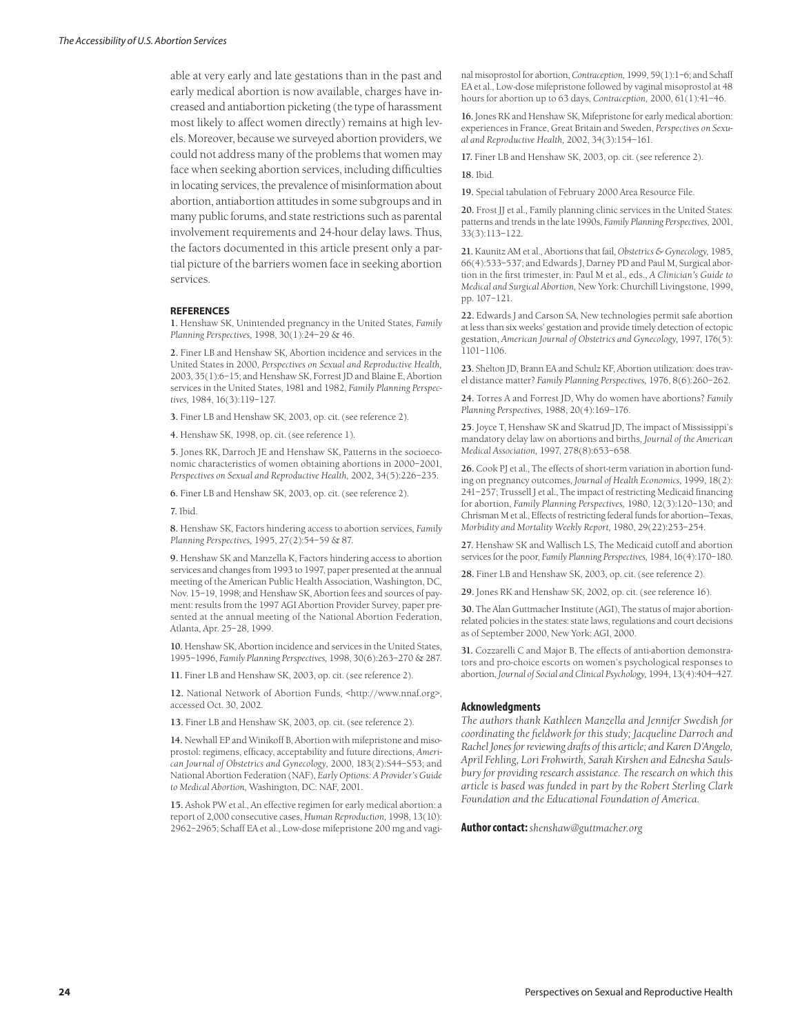able at very early and late gestations than in the past and early medical abortion is now available, charges have increased and antiabortion picketing (the type of harassment most likely to affect women directly) remains at high levels. Moreover, because we surveyed abortion providers, we could not address many of the problems that women may face when seeking abortion services, including difficulties in locating services, the prevalence of misinformation about abortion, antiabortion attitudes in some subgroups and in many public forums, and state restrictions such as parental involvement requirements and 24-hour delay laws. Thus, the factors documented in this article present only a partial picture of the barriers women face in seeking abortion services.

## REFERENCES

**1.** Henshaw SK, Unintended pregnancy in the United States, *Family Planning Perspectives,* 1998, 30(1):24–29 & 46.

**2.** Finer LB and Henshaw SK, Abortion incidence and services in the United States in 2000, *Perspectives on Sexual and Reproductive Health,* 2003, 35(1):6–15; and Henshaw SK, Forrest JD and Blaine E, Abortion services in the United States, 1981 and 1982, *Family Planning Perspectives,* 1984, 16(3):119–127.

**3.** Finer LB and Henshaw SK, 2003, op. cit. (see reference 2).

**4.** Henshaw SK, 1998, op. cit. (see reference 1).

**5.** Jones RK, Darroch JE and Henshaw SK, Patterns in the socioeconomic characteristics of women obtaining abortions in 2000–2001, *Perspectives on Sexual and Reproductive Health,* 2002, 34(5):226–235.

**6.** Finer LB and Henshaw SK, 2003, op. cit. (see reference 2).

**7.** Ibid.

**8.** Henshaw SK, Factors hindering access to abortion services, *Family Planning Perspectives,* 1995, 27(2):54–59 & 87.

**9.** Henshaw SK and Manzella K, Factors hindering access to abortion services and changes from 1993 to 1997, paper presented at the annual meeting of the American Public Health Association, Washington, DC, Nov. 15–19, 1998; and Henshaw SK, Abortion fees and sources of payment: results from the 1997 AGI Abortion Provider Survey, paper presented at the annual meeting of the National Abortion Federation, Atlanta, Apr. 25–28, 1999.

**10.** Henshaw SK, Abortion incidence and services in the United States, 1995–1996, *Family Planning Perspectives,* 1998, 30(6):263–270 & 287.

**11.** Finer LB and Henshaw SK, 2003, op. cit. (see reference 2).

**12.** National Network of Abortion Funds, <http://www.nnaf.org>, accessed Oct. 30, 2002.

**13.** Finer LB and Henshaw SK, 2003, op. cit. (see reference 2).

**14.** Newhall EP and Winikoff B, Abortion with mifepristone and misoprostol: regimens, efficacy, acceptability and future directions, *American Journal of Obstetrics and Gynecology,* 2000, 183(2):S44–S53; and National Abortion Federation (NAF), *Early Options: A Provider's Guide to Medical Abortion,* Washington, DC: NAF, 2001.

**15.** Ashok PW et al., An effective regimen for early medical abortion: a report of 2,000 consecutive cases, *Human Reproduction,* 1998, 13(10): 2962–2965; Schaff EA et al., Low-dose mifepristone 200 mg and vaginal misoprostol for abortion, *Contraception,* 1999, 59(1):1–6; and Schaff EA et al., Low-dose mifepristone followed by vaginal misoprostol at 48 hours for abortion up to 63 days, *Contraception,* 2000, 61(1):41–46.

**16.** Jones RK and Henshaw SK, Mifepristone for early medical abortion: experiences in France, Great Britain and Sweden, *Perspectives on Sexual and Reproductive Health,* 2002, 34(3):154–161.

**17.** Finer LB and Henshaw SK, 2003, op. cit. (see reference 2).

**18.** Ibid.

**19.** Special tabulation of February 2000 Area Resource File.

**20.** Frost JJ et al., Family planning clinic services in the United States: patterns and trends in the late 1990s, *Family Planning Perspectives,* 2001, 33(3):113–122.

**21.** Kaunitz AM et al., Abortions that fail, *Obstetrics & Gynecology,* 1985, 66(4):533–537; and Edwards J, Darney PD and Paul M, Surgical abortion in the first trimester, in: Paul M et al., eds., *A Clinician's Guide to Medical and Surgical Abortion,* New York: Churchill Livingstone, 1999, pp. 107–121.

**22.** Edwards J and Carson SA, New technologies permit safe abortion at less than six weeks' gestation and provide timely detection of ectopic gestation, *American Journal of Obstetrics and Gynecology,* 1997, 176(5): 1101–1106.

**23.** Shelton JD, Brann EA and Schulz KF, Abortion utilization: does travel distance matter? *Family Planning Perspectives,* 1976, 8(6):260–262.

**24.** Torres A and Forrest JD, Why do women have abortions? *Family Planning Perspectives,* 1988, 20(4):169–176.

**25.** Joyce T, Henshaw SK and Skatrud JD, The impact of Mississippi's mandatory delay law on abortions and births, *Journal of the American Medical Association,* 1997, 278(8):653–658.

**26.** Cook PJ et al., The effects of short-term variation in abortion funding on pregnancy outcomes, *Journal of Health Economics,* 1999, 18(2): 241–257; Trussell J et al., The impact of restricting Medicaid financing for abortion, *Family Planning Perspectives,* 1980, 12(3):120–130; and Chrisman M et al., Effects of restricting federal funds for abortion—Texas, *Morbidity and Mortality Weekly Report,* 1980, 29(22):253–254.

**27.** Henshaw SK and Wallisch LS, The Medicaid cutoff and abortion services for the poor, *Family Planning Perspectives,* 1984, 16(4):170–180.

**28.** Finer LB and Henshaw SK, 2003, op. cit. (see reference 2).

**29.** Jones RK and Henshaw SK, 2002, op. cit. (see reference 16).

**30.** The Alan Guttmacher Institute (AGI), The status of major abortion-related policies in the states: state laws, regulations and court decisions as of September 2000, New York: AGI, 2000.

**31.** Cozzarelli C and Major B, The effects of anti-abortion demonstrators and pro-choice escorts on women's psychological responses to abortion, *Journal of Social and Clinical Psychology,* 1994, 13(4):404–427.

### Acknowledgments

*The authors thank Kathleen Manzella and Jennifer Swedish for coordinating the fieldwork for this study; Jacqueline Darroch and Rachel Jones for reviewing drafts of this article; and Karen D'Angelo, April Fehling, Lori Frohwirth, Sarah Kirshen and Ednesha Saulsbury for providing research assistance. The research on which this article is based was funded in part by the Robert Sterling Clark Foundation and the Educational Foundation of America.*

**Author contact:** *shenshaw@guttmacher.org*